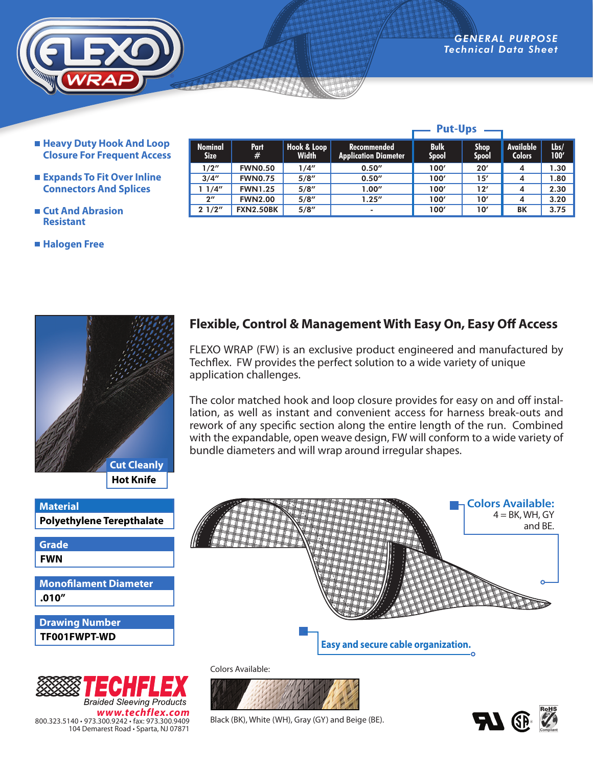GENERAL PURPOSE
Technical Data Sheet

- **Heavy Duty Hook And Loop Closure For Frequent Access**
- **Expands To Fit Over Inline Connectors And Splices**
- **Cut And Abrasion Resistant**
- **Halogen Free**

| Nominal Size | Part # | Hook & Loop Width | Recommended Application Diameter | Put-Ups: Bulk Spool | Put-Ups: Shop Spool | Available Colors | Lbs/ 100′ |
|---|---|---|---|---|---|---|---|
| 1/2″ | FWN0.50 | 1/4″ | 0.50″ | 100′ | 20′ | 4 | 1.30 |
| 3/4″ | FWN0.75 | 5/8″ | 0.50″ | 100′ | 15′ | 4 | 1.80 |
| 1 1/4″ | FWN1.25 | 5/8″ | 1.00″ | 100′ | 12′ | 4 | 2.30 |
| 2″ | FWN2.00 | 5/8″ | 1.25″ | 100′ | 10′ | 4 | 3.20 |
| 2 1/2″ | FXN2.50BK | 5/8″ | - | 100′ | 10′ | BK | 3.75 |

## Flexible, Control & Management With Easy On, Easy Off Access

FLEXO WRAP (FW) is an exclusive product engineered and manufactured by Techflex. FW provides the perfect solution to a wide variety of unique application challenges.

The color matched hook and loop closure provides for easy on and off installation, as well as instant and convenient access for harness break-outs and rework of any specific section along the entire length of the run. Combined with the expandable, open weave design, FW will conform to a wide variety of bundle diameters and will wrap around irregular shapes.

| Cut Cleanly |
|---|
| Hot Knife |

| Material |
|---|
| Polyethylene Terepthalate |

| Grade |
|---|
| FWN |

| Monofilament Diameter |
|---|
| .010″ |

| Drawing Number |
|---|
| TF001FWPT-WD |

**Colors Available:** 4 = BK, WH, GY and BE.

**Easy and secure cable organization.**

Colors Available:

Black (BK), White (WH), Gray (GY) and Beige (BE).

TECHFLEX
Braided Sleeving Products
www.techflex.com
800.323.5140 • 973.300.9242 • fax: 973.300.9409
104 Demarest Road • Sparta, NJ 07871

RoHS Compliant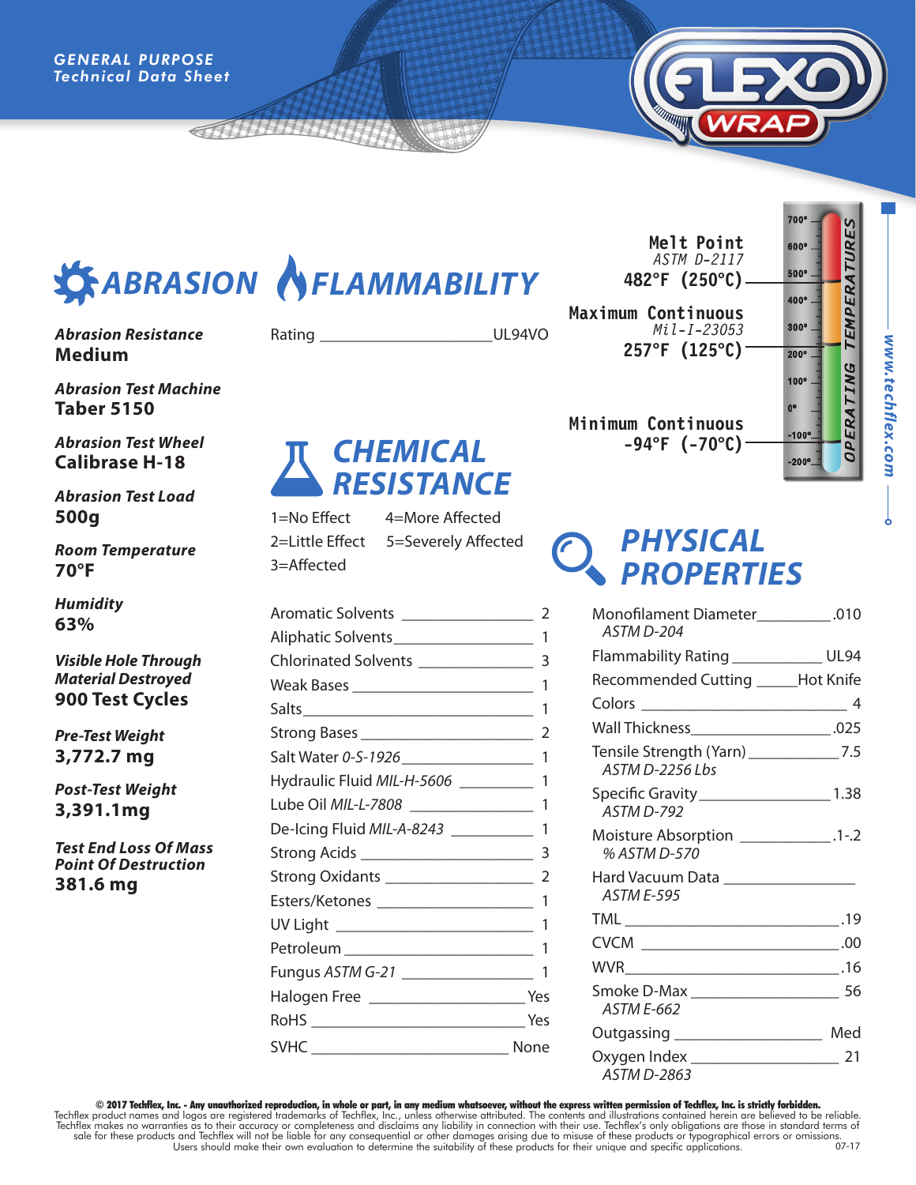*GENERAL PURPOSE*
*Technical Data Sheet*

# ABRASION

***Abrasion Resistance***
**Medium**

***Abrasion Test Machine***
**Taber 5150**

***Abrasion Test Wheel***
**Calibrase H-18**

***Abrasion Test Load***
**500g**

***Room Temperature***
**70°F**

***Humidity***
**63%**

***Visible Hole Through Material Destroyed***
**900 Test Cycles**

***Pre-Test Weight***
**3,772.7 mg**

***Post-Test Weight***
**3,391.1mg**

***Test End Loss Of Mass Point Of Destruction***
**381.6 mg**

# FLAMMABILITY

| | |
|---|---|
| Rating | UL94VO |

# CHEMICAL RESISTANCE

1=No Effect
2=Little Effect
3=Affected
4=More Affected
5=Severely Affected

| | |
|---|---|
| Aromatic Solvents | 2 |
| Aliphatic Solvents | 1 |
| Chlorinated Solvents | 3 |
| Weak Bases | 1 |
| Salts | 1 |
| Strong Bases | 2 |
| Salt Water *0-S-1926* | 1 |
| Hydraulic Fluid *MIL-H-5606* | 1 |
| Lube Oil *MIL-L-7808* | 1 |
| De-Icing Fluid *MIL-A-8243* | 1 |
| Strong Acids | 3 |
| Strong Oxidants | 2 |
| Esters/Ketones | 1 |
| UV Light | 1 |
| Petroleum | 1 |
| Fungus *ASTM G-21* | 1 |
| Halogen Free | Yes |
| RoHS | Yes |
| SVHC | None |

# OPERATING TEMPERATURES

**Melt Point** *ASTM D-2117*
**482°F (250°C)**

**Maximum Continuous** *Mil-I-23053*
**257°F (125°C)**

**Minimum Continuous**
**-94°F (-70°C)**

700°
600°
500°
400°
300°
200°
100°
0°
-100°
-200°

# PHYSICAL PROPERTIES

| | |
|---|---|
| Monofilament Diameter *ASTM D-204* | .010 |
| Flammability Rating | UL94 |
| Recommended Cutting | Hot Knife |
| Colors | 4 |
| Wall Thickness | .025 |
| Tensile Strength (Yarn) *ASTM D-2256 Lbs* | 7.5 |
| Specific Gravity *ASTM D-792* | 1.38 |
| Moisture Absorption *% ASTM D-570* | .1-.2 |
| Hard Vacuum Data *ASTM E-595* | |
| TML | .19 |
| CVCM | .00 |
| WVR | .16 |
| Smoke D-Max *ASTM E-662* | 56 |
| Outgassing | Med |
| Oxygen Index *ASTM D-2863* | 21 |

www.techflex.com

**© 2017 Techflex, Inc. - Any unauthorized reproduction, in whole or part, in any medium whatsoever, without the express written permission of Techflex, Inc. is strictly forbidden.**
Techflex product names and logos are registered trademarks of Techflex, Inc., unless otherwise attributed. The contents and illustrations contained herein are believed to be reliable. Techflex makes no warranties as to their accuracy or completeness and disclaims any liability in connection with their use. Techflex's only obligations are those in standard terms of sale for these products and Techflex will not be liable for any consequential or other damages arising due to misuse of these products or typographical errors or omissions. Users should make their own evaluation to determine the suitability of these products for their unique and specific applications. 07-17